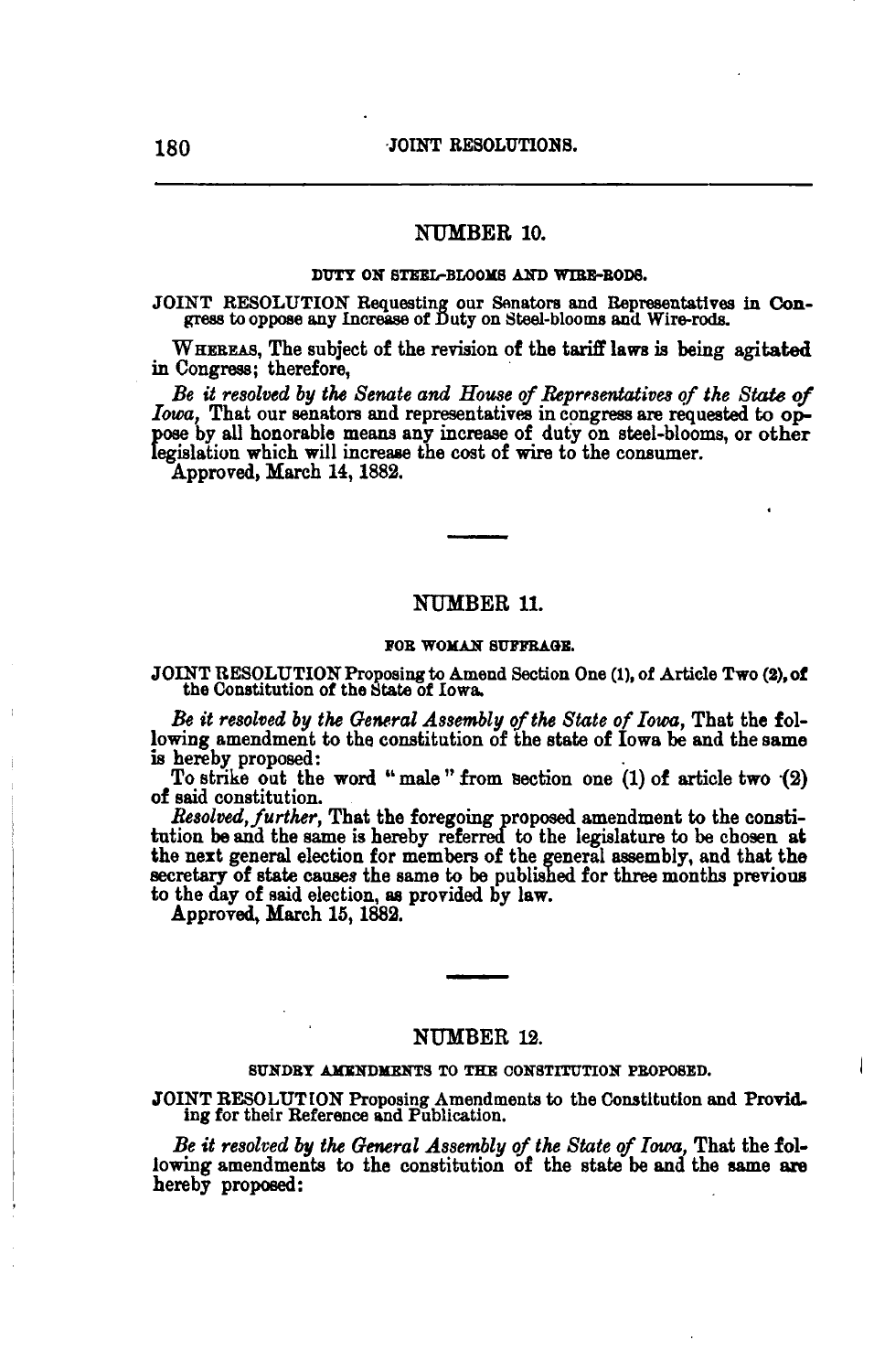## NUMBER 10.

### DUTY ON STEEL-BLOOMS AND WIRE-RODS.

JOINT RESOLUTION Requesting our Senators and Representatives in Congress to oppose any Increase of Duty on Steel-blooms and Wire-rods.

WHEREAS, The subject of the revision of the tariff laws is being agitated in Congress; therefore,

*Be it resolved by the Senate and House of Representatives of the State of Iowa,* That our senators and representatives in congress are requested to oppose by all honorable means any increase of duty on steel-blooms, or other legislation which will increase the cost of wire to the consumer.

Approved, March 14, 1882.

---

## NUMBER 11.

### FOR WOMAN SUFFRAGE.

JOINT RESOLUTION Proposing to Amend Section One (1), of Article Two (2), of the Constitution of the State of Iowa.

*Be it resolved by the General Assembly of the State of Iowa,* That the following amendment to the constitution of the state of Iowa be and the same is hereby proposed:

To strike out the word "male" from section one (1) of article two (2) of said constitution.

*Resolved, further,* That the foregoing proposed amendment to the constitution be and the same is hereby referred to the legislature to be chosen at the next general election for members of the general assembly, and that the secretary of state causes the same to be published for three months previous to the day of said election, as provided by law.

Approved, March 15, 1882.

---

## NUMBER 12.

### SUNDRY AMENDMENTS TO THE CONSTITUTION PROPOSED.

JOINT RESOLUTION Proposing Amendments to the Constitution and Providing for their Reference and Publication.

*Be it resolved by the General Assembly of the State of Iowa,* That the following amendments to the constitution of the state be and the same are hereby proposed: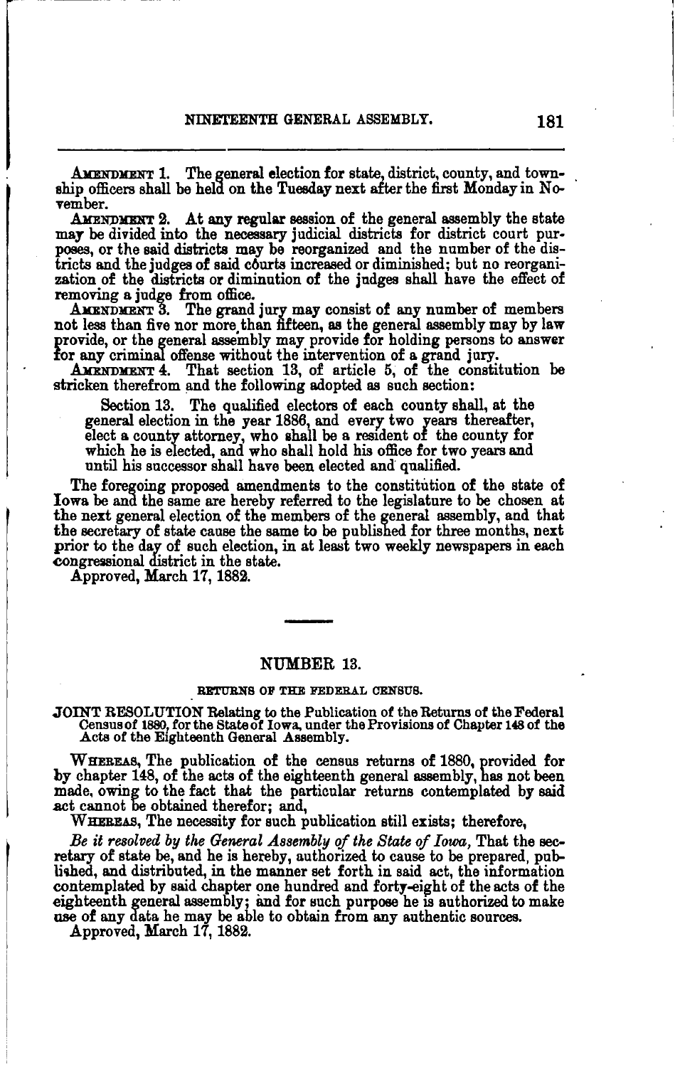AMENDMENT 1. The general election for state, district, county, and township officers shall be held on the Tuesday next after the first Monday in November.

AMENDMENT 2. At any regular session of the general assembly the state may be divided into the necessary judicial districts for district court purposes, or the said districts may be reorganized and the number of the districts and the judges of said courts increased or diminished; but no reorganization of the districts or diminution of the judges shall have the effect of removing a judge from office.

AMENDMENT 3. The grand jury may consist of any number of members not less than five nor more than fifteen, as the general assembly may by law provide, or the general assembly may provide for holding persons to answer for any criminal offense without the intervention of a grand jury.

AMENDMENT 4. That section 13, of article 5, of the constitution be stricken therefrom and the following adopted as such section:

> Section 13. The qualified electors of each county shall, at the general election in the year 1886, and every two years thereafter, elect a county attorney, who shall be a resident of the county for which he is elected, and who shall hold his office for two years and until his successor shall have been elected and qualified.

The foregoing proposed amendments to the constitution of the state of Iowa be and the same are hereby referred to the legislature to be chosen at the next general election of the members of the general assembly, and that the secretary of state cause the same to be published for three months, next prior to the day of such election, in at least two weekly newspapers in each congressional district in the state.

Approved, March 17, 1882.

## NUMBER 13.

### RETURNS OF THE FEDERAL CENSUS.

JOINT RESOLUTION Relating to the Publication of the Returns of the Federal Census of 1880, for the State of Iowa, under the Provisions of Chapter 148 of the Acts of the Eighteenth General Assembly.

WHEREAS, The publication of the census returns of 1880, provided for by chapter 148, of the acts of the eighteenth general assembly, has not been made, owing to the fact that the particular returns contemplated by said act cannot be obtained therefor; and,

WHEREAS, The necessity for such publication still exists; therefore,

*Be it resolved by the General Assembly of the State of Iowa,* That the secretary of state be, and he is hereby, authorized to cause to be prepared, published, and distributed, in the manner set forth in said act, the information contemplated by said chapter one hundred and forty-eight of the acts of the eighteenth general assembly; and for such purpose he is authorized to make use of any data he may be able to obtain from any authentic sources.

Approved, March 17, 1882.